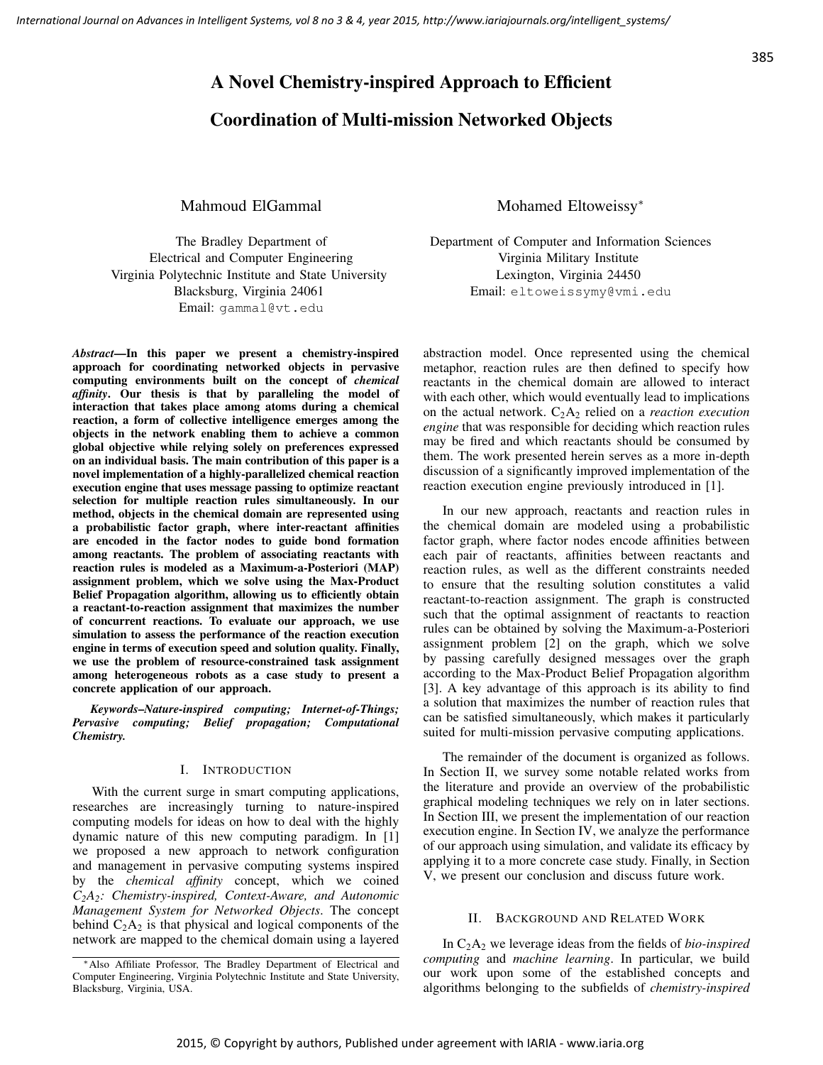# A Novel Chemistry-inspired Approach to Efficient Coordination of Multi-mission Networked Objects

Mahmoud ElGammal

The Bradley Department of Electrical and Computer Engineering
Virginia Polytechnic Institute and State University
Blacksburg, Virginia 24061
Email: gammal@vt.edu

Mohamed Eltoweissy*

Department of Computer and Information Sciences
Virginia Military Institute
Lexington, Virginia 24450
Email: eltoweissymy@vmi.edu

***Abstract*—In this paper we present a chemistry-inspired approach for coordinating networked objects in pervasive computing environments built on the concept of *chemical affinity*. Our thesis is that by paralleling the model of interaction that takes place among atoms during a chemical reaction, a form of collective intelligence emerges among the objects in the network enabling them to achieve a common global objective while relying solely on preferences expressed on an individual basis. The main contribution of this paper is a novel implementation of a highly-parallelized chemical reaction execution engine that uses message passing to optimize reactant selection for multiple reaction rules simultaneously. In our method, objects in the chemical domain are represented using a probabilistic factor graph, where inter-reactant affinities are encoded in the factor nodes to guide bond formation among reactants. The problem of associating reactants with reaction rules is modeled as a Maximum-a-Posteriori (MAP) assignment problem, which we solve using the Max-Product Belief Propagation algorithm, allowing us to efficiently obtain a reactant-to-reaction assignment that maximizes the number of concurrent reactions. To evaluate our approach, we use simulation to assess the performance of the reaction execution engine in terms of execution speed and solution quality. Finally, we use the problem of resource-constrained task assignment among heterogeneous robots as a case study to present a concrete application of our approach.**

***Keywords*–*Nature-inspired computing; Internet-of-Things; Pervasive computing; Belief propagation; Computational Chemistry.***

## I. Introduction

With the current surge in smart computing applications, researches are increasingly turning to nature-inspired computing models for ideas on how to deal with the highly dynamic nature of this new computing paradigm. In [1] we proposed a new approach to network configuration and management in pervasive computing systems inspired by the *chemical affinity* concept, which we coined *$C_2A_2$: Chemistry-inspired, Context-Aware, and Autonomic Management System for Networked Objects*. The concept behind $C_2A_2$ is that physical and logical components of the network are mapped to the chemical domain using a layered abstraction model. Once represented using the chemical metaphor, reaction rules are then defined to specify how reactants in the chemical domain are allowed to interact with each other, which would eventually lead to implications on the actual network. $C_2A_2$ relied on a *reaction execution engine* that was responsible for deciding which reaction rules may be fired and which reactants should be consumed by them. The work presented herein serves as a more in-depth discussion of a significantly improved implementation of the reaction execution engine previously introduced in [1].

In our new approach, reactants and reaction rules in the chemical domain are modeled using a probabilistic factor graph, where factor nodes encode affinities between each pair of reactants, affinities between reactants and reaction rules, as well as the different constraints needed to ensure that the resulting solution constitutes a valid reactant-to-reaction assignment. The graph is constructed such that the optimal assignment of reactants to reaction rules can be obtained by solving the Maximum-a-Posteriori assignment problem [2] on the graph, which we solve by passing carefully designed messages over the graph according to the Max-Product Belief Propagation algorithm [3]. A key advantage of this approach is its ability to find a solution that maximizes the number of reaction rules that can be satisfied simultaneously, which makes it particularly suited for multi-mission pervasive computing applications.

The remainder of the document is organized as follows. In Section II, we survey some notable related works from the literature and provide an overview of the probabilistic graphical modeling techniques we rely on in later sections. In Section III, we present the implementation of our reaction execution engine. In Section IV, we analyze the performance of our approach using simulation, and validate its efficacy by applying it to a more concrete case study. Finally, in Section V, we present our conclusion and discuss future work.

## II. Background and Related Work

In $C_2A_2$ we leverage ideas from the fields of *bio-inspired computing* and *machine learning*. In particular, we build our work upon some of the established concepts and algorithms belonging to the subfields of *chemistry-inspired*

*Also Affiliate Professor, The Bradley Department of Electrical and Computer Engineering, Virginia Polytechnic Institute and State University, Blacksburg, Virginia, USA.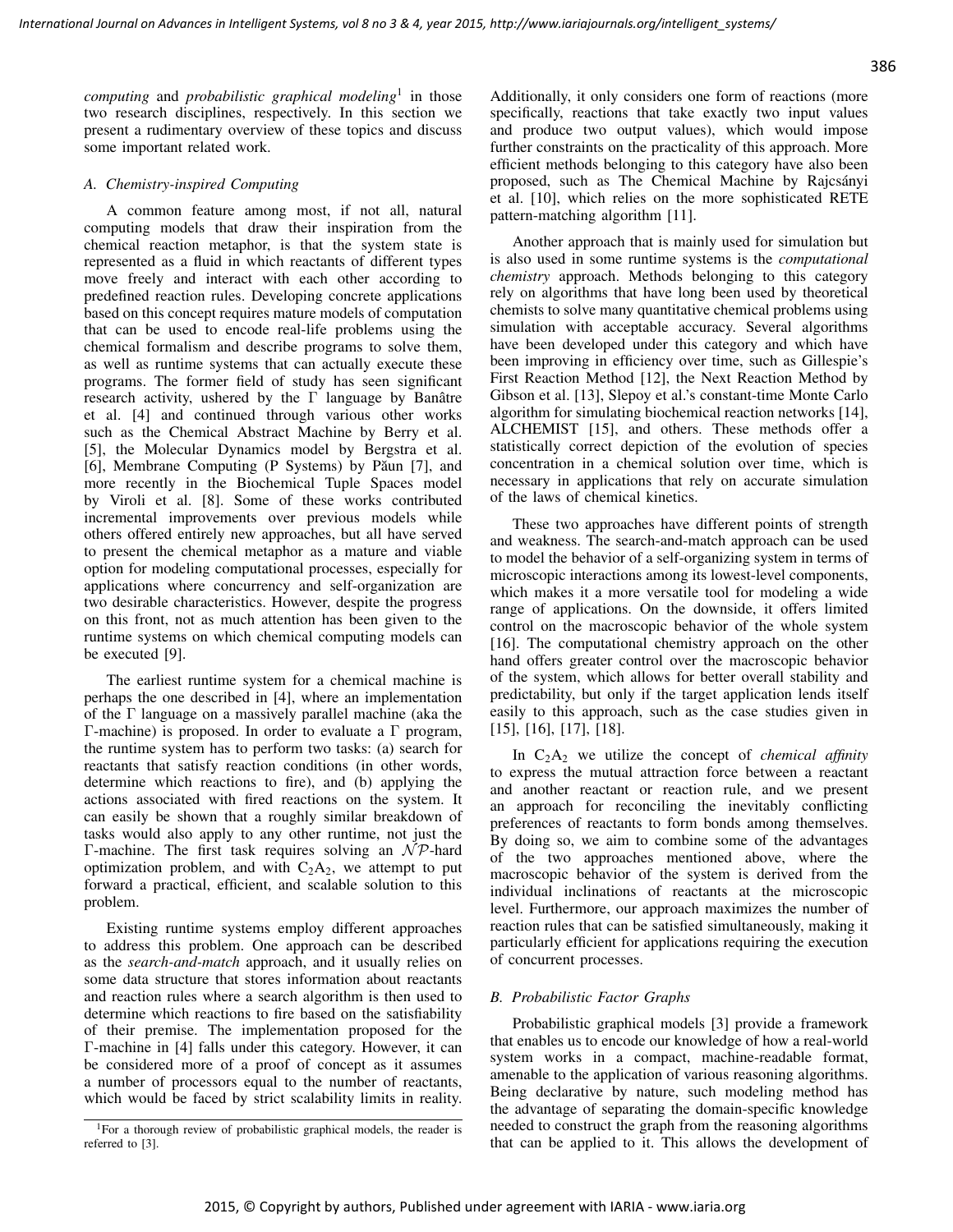*computing* and *probabilistic graphical modeling*[1] in those two research disciplines, respectively. In this section we present a rudimentary overview of these topics and discuss some important related work.

### A. Chemistry-inspired Computing

A common feature among most, if not all, natural computing models that draw their inspiration from the chemical reaction metaphor, is that the system state is represented as a fluid in which reactants of different types move freely and interact with each other according to predefined reaction rules. Developing concrete applications based on this concept requires mature models of computation that can be used to encode real-life problems using the chemical formalism and describe programs to solve them, as well as runtime systems that can actually execute these programs. The former field of study has seen significant research activity, ushered by the $\Gamma$ language by Banâtre et al. [4] and continued through various other works such as the Chemical Abstract Machine by Berry et al. [5], the Molecular Dynamics model by Bergstra et al. [6], Membrane Computing (P Systems) by Păun [7], and more recently in the Biochemical Tuple Spaces model by Viroli et al. [8]. Some of these works contributed incremental improvements over previous models while others offered entirely new approaches, but all have served to present the chemical metaphor as a mature and viable option for modeling computational processes, especially for applications where concurrency and self-organization are two desirable characteristics. However, despite the progress on this front, not as much attention has been given to the runtime systems on which chemical computing models can be executed [9].

The earliest runtime system for a chemical machine is perhaps the one described in [4], where an implementation of the $\Gamma$ language on a massively parallel machine (aka the $\Gamma$-machine) is proposed. In order to evaluate a $\Gamma$ program, the runtime system has to perform two tasks: (a) search for reactants that satisfy reaction conditions (in other words, determine which reactions to fire), and (b) applying the actions associated with fired reactions on the system. It can easily be shown that a roughly similar breakdown of tasks would also apply to any other runtime, not just the $\Gamma$-machine. The first task requires solving an $\mathcal{NP}$-hard optimization problem, and with $C_2A_2$, we attempt to put forward a practical, efficient, and scalable solution to this problem.

Existing runtime systems employ different approaches to address this problem. One approach can be described as the *search-and-match* approach, and it usually relies on some data structure that stores information about reactants and reaction rules where a search algorithm is then used to determine which reactions to fire based on the satisfiability of their premise. The implementation proposed for the $\Gamma$-machine in [4] falls under this category. However, it can be considered more of a proof of concept as it assumes a number of processors equal to the number of reactants, which would be faced by strict scalability limits in reality. Additionally, it only considers one form of reactions (more specifically, reactions that take exactly two input values and produce two output values), which would impose further constraints on the practicality of this approach. More efficient methods belonging to this category have also been proposed, such as The Chemical Machine by Rajcsányi et al. [10], which relies on the more sophisticated RETE pattern-matching algorithm [11].

Another approach that is mainly used for simulation but is also used in some runtime systems is the *computational chemistry* approach. Methods belonging to this category rely on algorithms that have long been used by theoretical chemists to solve many quantitative chemical problems using simulation with acceptable accuracy. Several algorithms have been developed under this category and which have been improving in efficiency over time, such as Gillespie's First Reaction Method [12], the Next Reaction Method by Gibson et al. [13], Slepoy et al.'s constant-time Monte Carlo algorithm for simulating biochemical reaction networks [14], ALCHEMIST [15], and others. These methods offer a statistically correct depiction of the evolution of species concentration in a chemical solution over time, which is necessary in applications that rely on accurate simulation of the laws of chemical kinetics.

These two approaches have different points of strength and weakness. The search-and-match approach can be used to model the behavior of a self-organizing system in terms of microscopic interactions among its lowest-level components, which makes it a more versatile tool for modeling a wide range of applications. On the downside, it offers limited control on the macroscopic behavior of the whole system [16]. The computational chemistry approach on the other hand offers greater control over the macroscopic behavior of the system, which allows for better overall stability and predictability, but only if the target application lends itself easily to this approach, such as the case studies given in [15], [16], [17], [18].

In $C_2A_2$ we utilize the concept of *chemical affinity* to express the mutual attraction force between a reactant and another reactant or reaction rule, and we present an approach for reconciling the inevitably conflicting preferences of reactants to form bonds among themselves. By doing so, we aim to combine some of the advantages of the two approaches mentioned above, where the macroscopic behavior of the system is derived from the individual inclinations of reactants at the microscopic level. Furthermore, our approach maximizes the number of reaction rules that can be satisfied simultaneously, making it particularly efficient for applications requiring the execution of concurrent processes.

### B. Probabilistic Factor Graphs

Probabilistic graphical models [3] provide a framework that enables us to encode our knowledge of how a real-world system works in a compact, machine-readable format, amenable to the application of various reasoning algorithms. Being declarative by nature, such modeling method has the advantage of separating the domain-specific knowledge needed to construct the graph from the reasoning algorithms that can be applied to it. This allows the development of

[1]For a thorough review of probabilistic graphical models, the reader is referred to [3].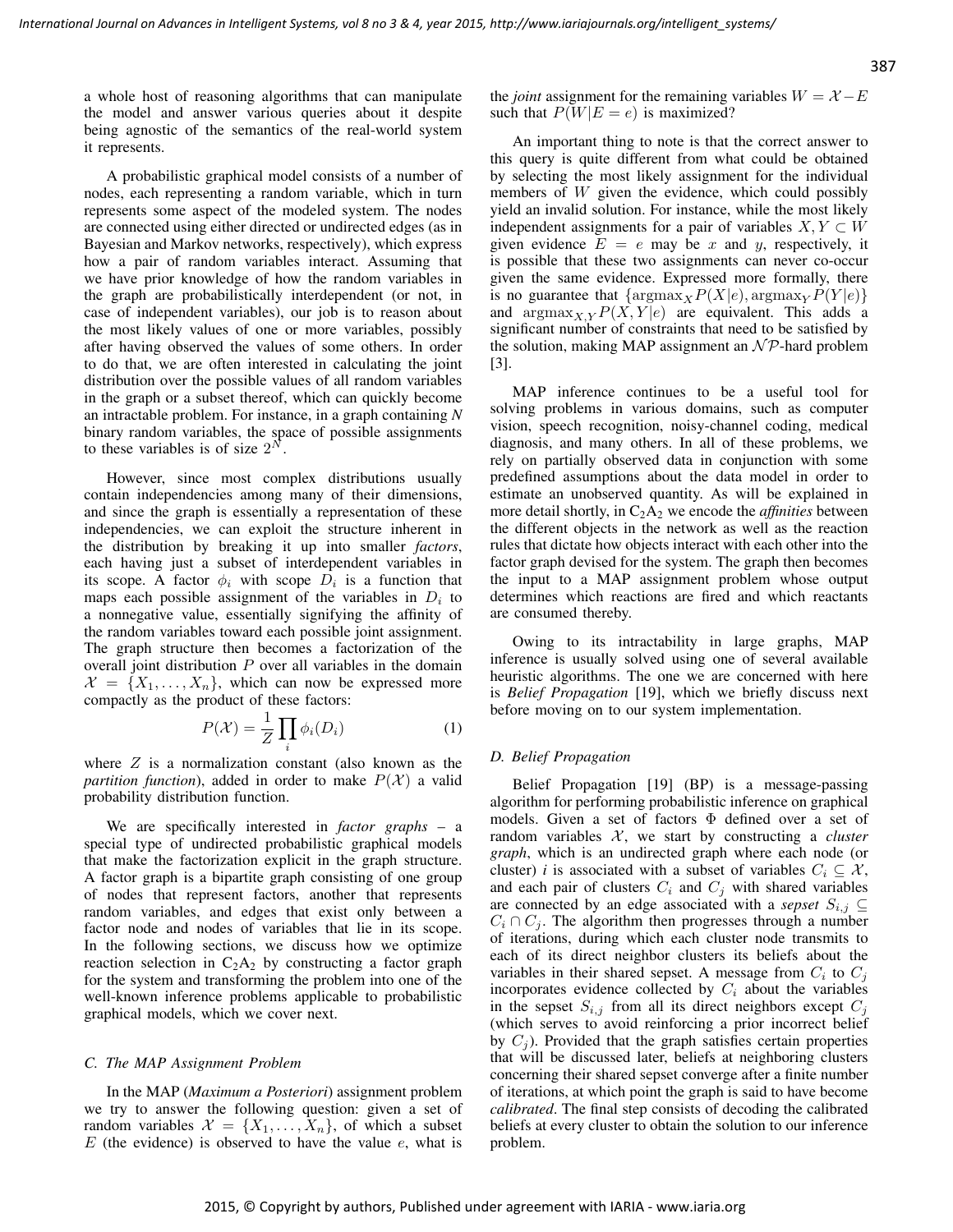a whole host of reasoning algorithms that can manipulate the model and answer various queries about it despite being agnostic of the semantics of the real-world system it represents.

A probabilistic graphical model consists of a number of nodes, each representing a random variable, which in turn represents some aspect of the modeled system. The nodes are connected using either directed or undirected edges (as in Bayesian and Markov networks, respectively), which express how a pair of random variables interact. Assuming that we have prior knowledge of how the random variables in the graph are probabilistically interdependent (or not, in case of independent variables), our job is to reason about the most likely values of one or more variables, possibly after having observed the values of some others. In order to do that, we are often interested in calculating the joint distribution over the possible values of all random variables in the graph or a subset thereof, which can quickly become an intractable problem. For instance, in a graph containing $N$ binary random variables, the space of possible assignments to these variables is of size $2^N$.

However, since most complex distributions usually contain independencies among many of their dimensions, and since the graph is essentially a representation of these independencies, we can exploit the structure inherent in the distribution by breaking it up into smaller *factors*, each having just a subset of interdependent variables in its scope. A factor $\phi_i$ with scope $D_i$ is a function that maps each possible assignment of the variables in $D_i$ to a nonnegative value, essentially signifying the affinity of the random variables toward each possible joint assignment. The graph structure then becomes a factorization of the overall joint distribution $P$ over all variables in the domain $\mathcal{X} = \{X_1, \ldots, X_n\}$, which can now be expressed more compactly as the product of these factors:

$$P(\mathcal{X}) = \frac{1}{Z} \prod_i \phi_i(D_i) \tag{1}$$

where $Z$ is a normalization constant (also known as the *partition function*), added in order to make $P(\mathcal{X})$ a valid probability distribution function.

We are specifically interested in *factor graphs* – a special type of undirected probabilistic graphical models that make the factorization explicit in the graph structure. A factor graph is a bipartite graph consisting of one group of nodes that represent factors, another that represents random variables, and edges that exist only between a factor node and nodes of variables that lie in its scope. In the following sections, we discuss how we optimize reaction selection in $C_2A_2$ by constructing a factor graph for the system and transforming the problem into one of the well-known inference problems applicable to probabilistic graphical models, which we cover next.

### C. The MAP Assignment Problem

In the MAP (*Maximum a Posteriori*) assignment problem we try to answer the following question: given a set of random variables $\mathcal{X} = \{X_1, \ldots, X_n\}$, of which a subset $E$ (the evidence) is observed to have the value $e$, what is the *joint* assignment for the remaining variables $W = \mathcal{X} - E$ such that $P(W|E = e)$ is maximized?

An important thing to note is that the correct answer to this query is quite different from what could be obtained by selecting the most likely assignment for the individual members of $W$ given the evidence, which could possibly yield an invalid solution. For instance, while the most likely independent assignments for a pair of variables $X, Y \subset W$ given evidence $E = e$ may be $x$ and $y$, respectively, it is possible that these two assignments can never co-occur given the same evidence. Expressed more formally, there is no guarantee that $\{\text{argmax}_X P(X|e), \text{argmax}_Y P(Y|e)\}$ and $\text{argmax}_{X,Y} P(X, Y|e)$ are equivalent. This adds a significant number of constraints that need to be satisfied by the solution, making MAP assignment an $\mathcal{NP}$-hard problem [3].

MAP inference continues to be a useful tool for solving problems in various domains, such as computer vision, speech recognition, noisy-channel coding, medical diagnosis, and many others. In all of these problems, we rely on partially observed data in conjunction with some predefined assumptions about the data model in order to estimate an unobserved quantity. As will be explained in more detail shortly, in $C_2A_2$ we encode the *affinities* between the different objects in the network as well as the reaction rules that dictate how objects interact with each other into the factor graph devised for the system. The graph then becomes the input to a MAP assignment problem whose output determines which reactions are fired and which reactants are consumed thereby.

Owing to its intractability in large graphs, MAP inference is usually solved using one of several available heuristic algorithms. The one we are concerned with here is *Belief Propagation* [19], which we briefly discuss next before moving on to our system implementation.

### D. Belief Propagation

Belief Propagation [19] (BP) is a message-passing algorithm for performing probabilistic inference on graphical models. Given a set of factors $\Phi$ defined over a set of random variables $\mathcal{X}$, we start by constructing a *cluster graph*, which is an undirected graph where each node (or cluster) $i$ is associated with a subset of variables $C_i \subseteq \mathcal{X}$, and each pair of clusters $C_i$ and $C_j$ with shared variables are connected by an edge associated with a *sepset* $S_{i,j} \subseteq C_i \cap C_j$. The algorithm then progresses through a number of iterations, during which each cluster node transmits to each of its direct neighbor clusters its beliefs about the variables in their shared sepset. A message from $C_i$ to $C_j$ incorporates evidence collected by $C_i$ about the variables in the sepset $S_{i,j}$ from all its direct neighbors except $C_j$ (which serves to avoid reinforcing a prior incorrect belief by $C_j$). Provided that the graph satisfies certain properties that will be discussed later, beliefs at neighboring clusters concerning their shared sepset converge after a finite number of iterations, at which point the graph is said to have become *calibrated*. The final step consists of decoding the calibrated beliefs at every cluster to obtain the solution to our inference problem.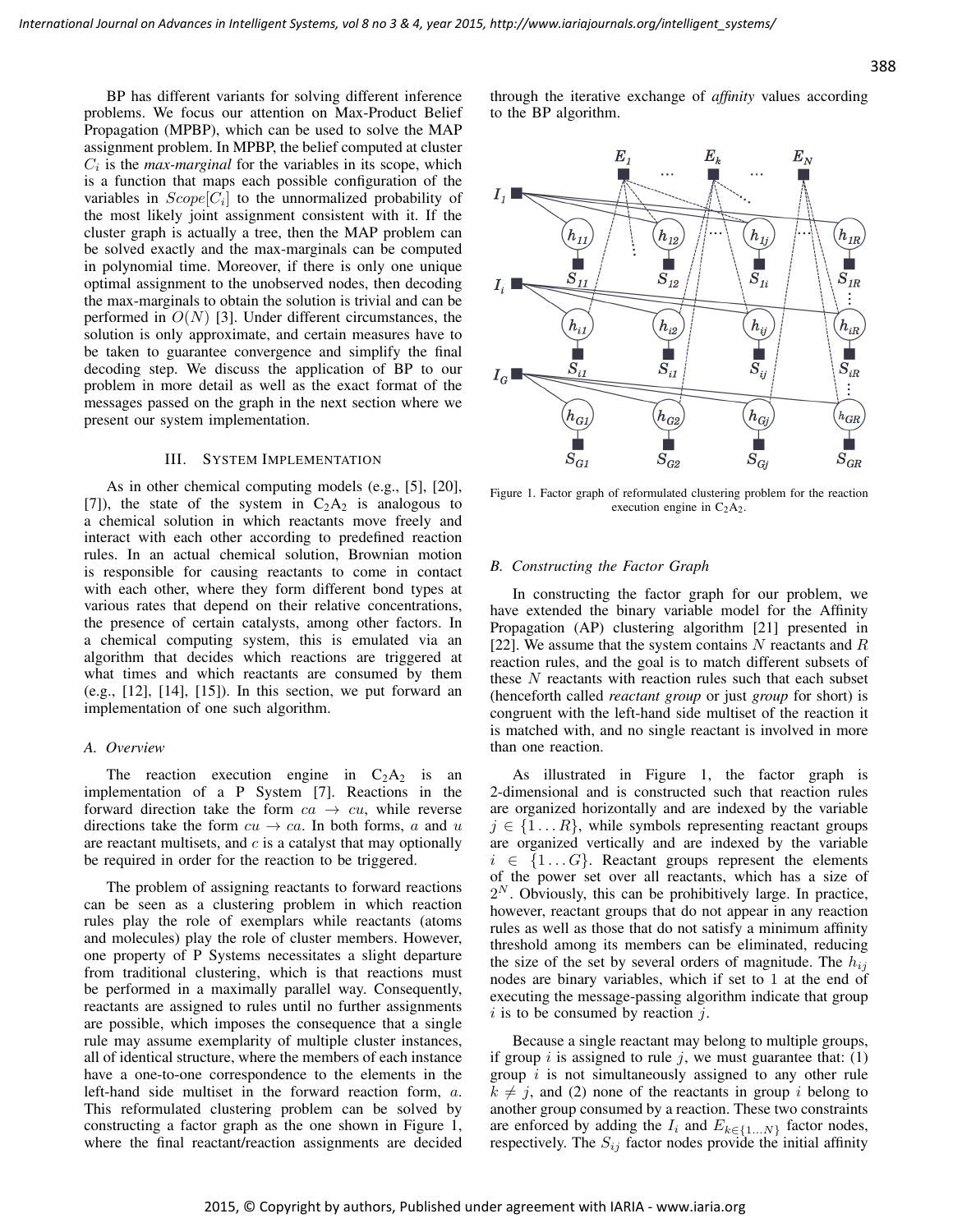BP has different variants for solving different inference problems. We focus our attention on Max-Product Belief Propagation (MPBP), which can be used to solve the MAP assignment problem. In MPBP, the belief computed at cluster $C_i$ is the *max-marginal* for the variables in its scope, which is a function that maps each possible configuration of the variables in $Scope[C_i]$ to the unnormalized probability of the most likely joint assignment consistent with it. If the cluster graph is actually a tree, then the MAP problem can be solved exactly and the max-marginals can be computed in polynomial time. Moreover, if there is only one unique optimal assignment to the unobserved nodes, then decoding the max-marginals to obtain the solution is trivial and can be performed in $O(N)$ [3]. Under different circumstances, the solution is only approximate, and certain measures have to be taken to guarantee convergence and simplify the final decoding step. We discuss the application of BP to our problem in more detail as well as the exact format of the messages passed on the graph in the next section where we present our system implementation.

## III. System Implementation

As in other chemical computing models (e.g., [5], [20], [7]), the state of the system in $C_2A_2$ is analogous to a chemical solution in which reactants move freely and interact with each other according to predefined reaction rules. In an actual chemical solution, Brownian motion is responsible for causing reactants to come in contact with each other, where they form different bond types at various rates that depend on their relative concentrations, the presence of certain catalysts, among other factors. In a chemical computing system, this is emulated via an algorithm that decides which reactions are triggered at what times and which reactants are consumed by them (e.g., [12], [14], [15]). In this section, we put forward an implementation of one such algorithm.

### A. Overview

The reaction execution engine in $C_2A_2$ is an implementation of a P System [7]. Reactions in the forward direction take the form $ca \rightarrow cu$, while reverse directions take the form $cu \rightarrow ca$. In both forms, $a$ and $u$ are reactant multisets, and $c$ is a catalyst that may optionally be required in order for the reaction to be triggered.

The problem of assigning reactants to forward reactions can be seen as a clustering problem in which reaction rules play the role of exemplars while reactants (atoms and molecules) play the role of cluster members. However, one property of P Systems necessitates a slight departure from traditional clustering, which is that reactions must be performed in a maximally parallel way. Consequently, reactants are assigned to rules until no further assignments are possible, which imposes the consequence that a single rule may assume exemplarity of multiple cluster instances, all of identical structure, where the members of each instance have a one-to-one correspondence to the elements in the left-hand side multiset in the forward reaction form, $a$. This reformulated clustering problem can be solved by constructing a factor graph as the one shown in Figure 1, where the final reactant/reaction assignments are decided through the iterative exchange of *affinity* values according to the BP algorithm.

Figure 1. Factor graph of reformulated clustering problem for the reaction execution engine in $C_2A_2$.

### B. Constructing the Factor Graph

In constructing the factor graph for our problem, we have extended the binary variable model for the Affinity Propagation (AP) clustering algorithm [21] presented in [22]. We assume that the system contains $N$ reactants and $R$ reaction rules, and the goal is to match different subsets of these $N$ reactants with reaction rules such that each subset (henceforth called *reactant group* or just *group* for short) is congruent with the left-hand side multiset of the reaction it is matched with, and no single reactant is involved in more than one reaction.

As illustrated in Figure 1, the factor graph is 2-dimensional and is constructed such that reaction rules are organized horizontally and are indexed by the variable $j \in \{1 \dots R\}$, while symbols representing reactant groups are organized vertically and are indexed by the variable $i \in \{1 \dots G\}$. Reactant groups represent the elements of the power set over all reactants, which has a size of $2^N$. Obviously, this can be prohibitively large. In practice, however, reactant groups that do not appear in any reaction rules as well as those that do not satisfy a minimum affinity threshold among its members can be eliminated, reducing the size of the set by several orders of magnitude. The $h_{ij}$ nodes are binary variables, which if set to 1 at the end of executing the message-passing algorithm indicate that group $i$ is to be consumed by reaction $j$.

Because a single reactant may belong to multiple groups, if group $i$ is assigned to rule $j$, we must guarantee that: (1) group $i$ is not simultaneously assigned to any other rule $k \neq j$, and (2) none of the reactants in group $i$ belong to another group consumed by a reaction. These two constraints are enforced by adding the $I_i$ and $E_{k \in \{1 \dots N\}}$ factor nodes, respectively. The $S_{ij}$ factor nodes provide the initial affinity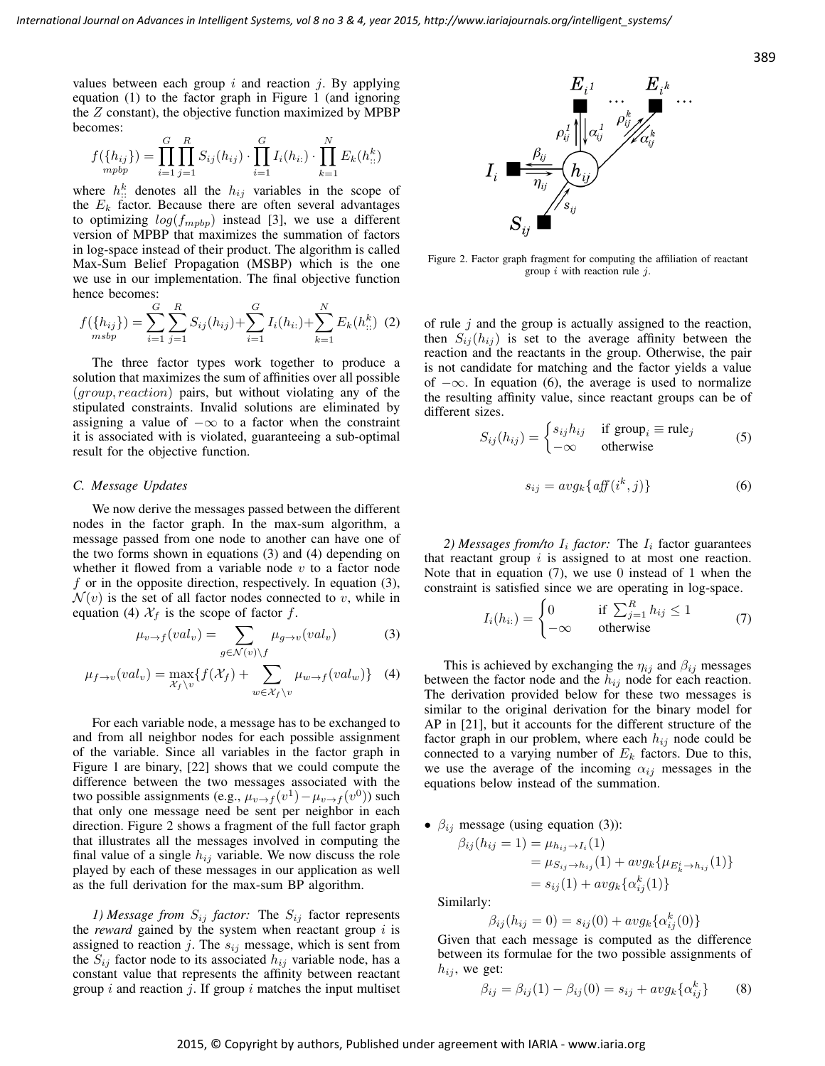values between each group $i$ and reaction $j$. By applying equation (1) to the factor graph in Figure 1 (and ignoring the $Z$ constant), the objective function maximized by MPBP becomes:

$$f_{mpbp}(\{h_{ij}\}) = \prod_{i=1}^{G}\prod_{j=1}^{R} S_{ij}(h_{ij}) \cdot \prod_{i=1}^{G} I_i(h_{i:}) \cdot \prod_{k=1}^{N} E_k(h_{::}^{k})$$

where $h_{::}^{k}$ denotes all the $h_{ij}$ variables in the scope of the $E_k$ factor. Because there are often several advantages to optimizing $log(f_{mpbp})$ instead [3], we use a different version of MPBP that maximizes the summation of factors in log-space instead of their product. The algorithm is called Max-Sum Belief Propagation (MSBP) which is the one we use in our implementation. The final objective function hence becomes:

$$f_{msbp}(\{h_{ij}\}) = \sum_{i=1}^{G}\sum_{j=1}^{R} S_{ij}(h_{ij}) + \sum_{i=1}^{G} I_i(h_{i:}) + \sum_{k=1}^{N} E_k(h_{::}^{k}) \quad (2)$$

The three factor types work together to produce a solution that maximizes the sum of affinities over all possible $(group, reaction)$ pairs, but without violating any of the stipulated constraints. Invalid solutions are eliminated by assigning a value of $-\infty$ to a factor when the constraint it is associated with is violated, guaranteeing a sub-optimal result for the objective function.

### C. Message Updates

We now derive the messages passed between the different nodes in the factor graph. In the max-sum algorithm, a message passed from one node to another can have one of the two forms shown in equations (3) and (4) depending on whether it flowed from a variable node $v$ to a factor node $f$ or in the opposite direction, respectively. In equation (3), $\mathcal{N}(v)$ is the set of all factor nodes connected to $v$, while in equation (4) $\mathcal{X}_f$ is the scope of factor $f$.

$$\mu_{v\to f}(val_v) = \sum_{g\in\mathcal{N}(v)\setminus f} \mu_{g\to v}(val_v) \quad (3)$$

$$\mu_{f\to v}(val_v) = \max_{\mathcal{X}_f\setminus v}\{f(\mathcal{X}_f) + \sum_{w\in\mathcal{X}_f\setminus v} \mu_{w\to f}(val_w)\} \quad (4)$$

For each variable node, a message has to be exchanged to and from all neighbor nodes for each possible assignment of the variable. Since all variables in the factor graph in Figure 1 are binary, [22] shows that we could compute the difference between the two messages associated with the two possible assignments (e.g., $\mu_{v\to f}(v^1) - \mu_{v\to f}(v^0)$) such that only one message need be sent per neighbor in each direction. Figure 2 shows a fragment of the full factor graph that illustrates all the messages involved in computing the final value of a single $h_{ij}$ variable. We now discuss the role played by each of these messages in our application as well as the full derivation for the max-sum BP algorithm.

*1) Message from $S_{ij}$ factor:* The $S_{ij}$ factor represents the *reward* gained by the system when reactant group $i$ is assigned to reaction $j$. The $s_{ij}$ message, which is sent from the $S_{ij}$ factor node to its associated $h_{ij}$ variable node, has a constant value that represents the affinity between reactant group $i$ and reaction $j$. If group $i$ matches the input multiset of rule $j$ and the group is actually assigned to the reaction, then $S_{ij}(h_{ij})$ is set to the average affinity between the reaction and the reactants in the group. Otherwise, the pair is not candidate for matching and the factor yields a value of $-\infty$. In equation (6), the average is used to normalize the resulting affinity value, since reactant groups can be of different sizes.

Figure 2. Factor graph fragment for computing the affiliation of reactant group $i$ with reaction rule $j$.

$$S_{ij}(h_{ij}) = \begin{cases} s_{ij}h_{ij} & \text{if group}_i \equiv \text{rule}_j \\ -\infty & \text{otherwise} \end{cases} \quad (5)$$

$$s_{ij} = avg_k\{\mathit{aff}(i^k, j)\} \quad (6)$$

*2) Messages from/to $I_i$ factor:* The $I_i$ factor guarantees that reactant group $i$ is assigned to at most one reaction. Note that in equation (7), we use 0 instead of 1 when the constraint is satisfied since we are operating in log-space.

$$I_i(h_{i:}) = \begin{cases} 0 & \text{if } \sum_{j=1}^{R} h_{ij} \le 1 \\ -\infty & \text{otherwise} \end{cases} \quad (7)$$

This is achieved by exchanging the $\eta_{ij}$ and $\beta_{ij}$ messages between the factor node and the $h_{ij}$ node for each reaction. The derivation provided below for these two messages is similar to the original derivation for the binary model for AP in [21], but it accounts for the different structure of the factor graph in our problem, where each $h_{ij}$ node could be connected to a varying number of $E_k$ factors. Due to this, we use the average of the incoming $\alpha_{ij}$ messages in the equations below instead of the summation.

- $\beta_{ij}$ message (using equation (3)):

$$\begin{aligned}\beta_{ij}(h_{ij}=1) &= \mu_{h_{ij}\to I_i}(1) \\ &= \mu_{S_{ij}\to h_{ij}}(1) + avg_k\{\mu_{E_k^i\to h_{ij}}(1)\} \\ &= s_{ij}(1) + avg_k\{\alpha_{ij}^k(1)\}\end{aligned}$$

  Similarly:

$$\beta_{ij}(h_{ij}=0) = s_{ij}(0) + avg_k\{\alpha_{ij}^k(0)\}$$

  Given that each message is computed as the difference between its formulae for the two possible assignments of $h_{ij}$, we get:

$$\beta_{ij} = \beta_{ij}(1) - \beta_{ij}(0) = s_{ij} + avg_k\{\alpha_{ij}^k\} \quad (8)$$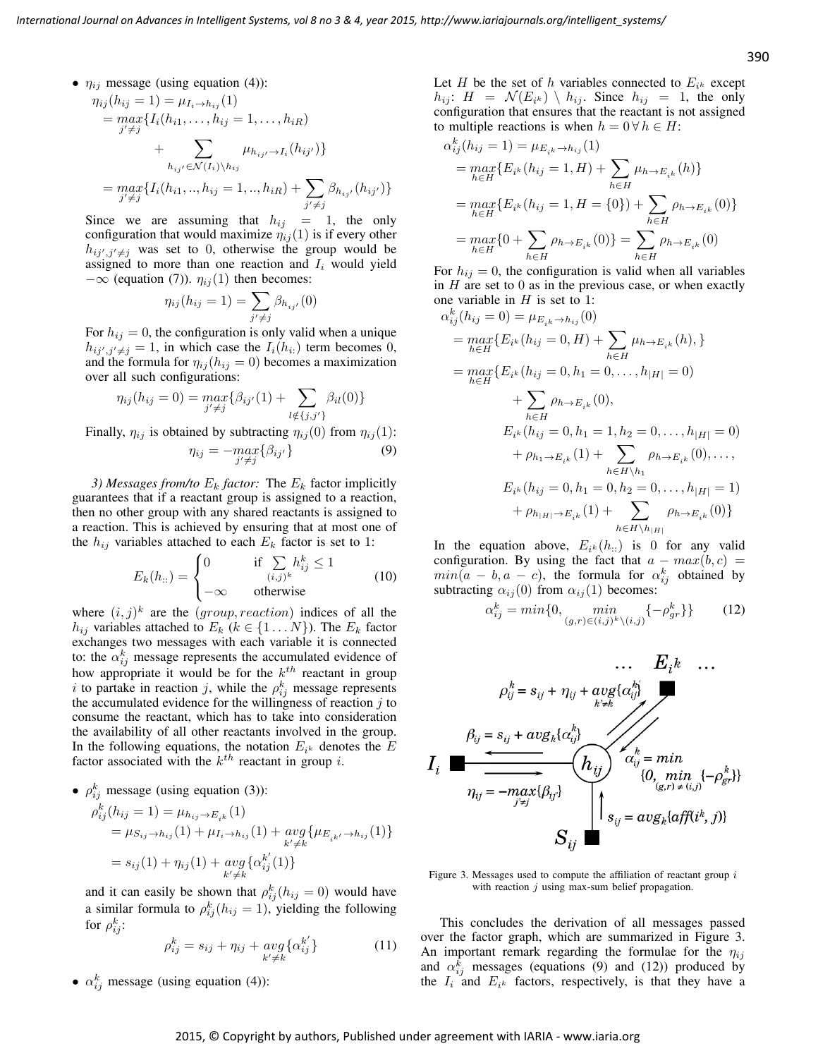- $\eta_{ij}$ message (using equation (4)):

$$\eta_{ij}(h_{ij} = 1) = \mu_{I_i \to h_{ij}}(1)$$
$$= \underset{j' \neq j}{max}\{I_i(h_{i1}, \ldots, h_{ij} = 1, \ldots, h_{iR}) + \sum_{h_{ij'} \in \mathcal{N}(I_i) \setminus h_{ij}} \mu_{h_{ij'} \to I_i}(h_{ij'})\}$$
$$= \underset{j' \neq j}{max}\{I_i(h_{i1}, .., h_{ij} = 1, .., h_{iR}) + \sum_{j' \neq j} \beta_{h_{ij'}}(h_{ij'})\}$$

Since we are assuming that $h_{ij} = 1$, the only configuration that would maximize $\eta_{ij}(1)$ is if every other $h_{ij', j' \neq j}$ was set to 0, otherwise the group would be assigned to more than one reaction and $I_i$ would yield $-\infty$ (equation (7)). $\eta_{ij}(1)$ then becomes:

$$\eta_{ij}(h_{ij} = 1) = \sum_{j' \neq j} \beta_{h_{ij'}}(0)$$

For $h_{ij} = 0$, the configuration is only valid when a unique $h_{ij', j' \neq j} = 1$, in which case the $I_i(h_{i:})$ term becomes 0, and the formula for $\eta_{ij}(h_{ij} = 0)$ becomes a maximization over all such configurations:

$$\eta_{ij}(h_{ij} = 0) = \underset{j' \neq j}{max}\{\beta_{ij'}(1) + \sum_{l \notin \{j, j'\}} \beta_{il}(0)\}$$

Finally, $\eta_{ij}$ is obtained by subtracting $\eta_{ij}(0)$ from $\eta_{ij}(1)$:

$$\eta_{ij} = -\underset{j' \neq j}{max}\{\beta_{ij'}\} \tag{9}$$

*3) Messages from/to $E_k$ factor:* The $E_k$ factor implicitly guarantees that if a reactant group is assigned to a reaction, then no other group with any shared reactants is assigned to a reaction. This is achieved by ensuring that at most one of the $h_{ij}$ variables attached to each $E_k$ factor is set to 1:

$$E_k(h_{::}) = \begin{cases} 0 & \text{if } \sum_{(i,j)^k} h_{ij}^k \leq 1 \\ -\infty & \text{otherwise} \end{cases} \tag{10}$$

where $(i,j)^k$ are the $(group, reaction)$ indices of all the $h_{ij}$ variables attached to $E_k$ ($k \in \{1 \ldots N\}$). The $E_k$ factor exchanges two messages with each variable it is connected to: the $\alpha_{ij}^k$ message represents the accumulated evidence of how appropriate it would be for the $k^{th}$ reactant in group $i$ to partake in reaction $j$, while the $\rho_{ij}^k$ message represents the accumulated evidence for the willingness of reaction $j$ to consume the reactant, which has to take into consideration the availability of all other reactants involved in the group. In the following equations, the notation $E_{i^k}$ denotes the $E$ factor associated with the $k^{th}$ reactant in group $i$.

- $\rho_{ij}^k$ message (using equation (3)):

$$\rho_{ij}^k(h_{ij} = 1) = \mu_{h_{ij} \to E_{i^k}}(1)$$
$$= \mu_{S_{ij} \to h_{ij}}(1) + \mu_{I_i \to h_{ij}}(1) + \underset{k' \neq k}{avg}\{\mu_{E_{i^{k'}} \to h_{ij}}(1)\}$$
$$= s_{ij}(1) + \eta_{ij}(1) + \underset{k' \neq k}{avg}\{\alpha_{ij}^{k'}(1)\}$$

and it can easily be shown that $\rho_{ij}^k(h_{ij} = 0)$ would have a similar formula to $\rho_{ij}^k(h_{ij} = 1)$, yielding the following for $\rho_{ij}^k$:

$$\rho_{ij}^k = s_{ij} + \eta_{ij} + \underset{k' \neq k}{avg}\{\alpha_{ij}^{k'}\} \tag{11}$$

- $\alpha_{ij}^k$ message (using equation (4)):

Let $H$ be the set of $h$ variables connected to $E_{i^k}$ except $h_{ij}$: $H = \mathcal{N}(E_{i^k}) \setminus h_{ij}$. Since $h_{ij} = 1$, the only configuration that ensures that the reactant is not assigned to multiple reactions is when $h = 0 \, \forall \, h \in H$:

$$\alpha_{ij}^k(h_{ij} = 1) = \mu_{E_{i^k} \to h_{ij}}(1)$$
$$= \underset{h \in H}{max}\{E_{i^k}(h_{ij} = 1, H) + \sum_{h \in H} \mu_{h \to E_{i^k}}(h)\}$$
$$= \underset{h \in H}{max}\{E_{i^k}(h_{ij} = 1, H = \{0\}) + \sum_{h \in H} \rho_{h \to E_{i^k}}(0)\}$$
$$= \underset{h \in H}{max}\{0 + \sum_{h \in H} \rho_{h \to E_{i^k}}(0)\} = \sum_{h \in H} \rho_{h \to E_{i^k}}(0)$$

For $h_{ij} = 0$, the configuration is valid when all variables in $H$ are set to 0 as in the previous case, or when exactly one variable in $H$ is set to 1:

$$\alpha_{ij}^k(h_{ij} = 0) = \mu_{E_{i^k} \to h_{ij}}(0)$$
$$= \underset{h \in H}{max}\{E_{i^k}(h_{ij} = 0, H) + \sum_{h \in H} \mu_{h \to E_{i^k}}(h), \}$$
$$= \underset{h \in H}{max}\{E_{i^k}(h_{ij} = 0, h_1 = 0, \ldots, h_{|H|} = 0) + \sum_{h \in H} \rho_{h \to E_{i^k}}(0),$$
$$E_{i^k}(h_{ij} = 0, h_1 = 1, h_2 = 0, \ldots, h_{|H|} = 0) + \rho_{h_1 \to E_{i^k}}(1) + \sum_{h \in H \setminus h_1} \rho_{h \to E_{i^k}}(0), \ldots,$$
$$E_{i^k}(h_{ij} = 0, h_1 = 0, h_2 = 0, \ldots, h_{|H|} = 1) + \rho_{h_{|H|} \to E_{i^k}}(1) + \sum_{h \in H \setminus h_{|H|}} \rho_{h \to E_{i^k}}(0)\}$$

In the equation above, $E_{i^k}(h_{::})$ is 0 for any valid configuration. By using the fact that $a - max(b, c) = min(a - b, a - c)$, the formula for $\alpha_{ij}^k$ obtained by subtracting $\alpha_{ij}(0)$ from $\alpha_{ij}(1)$ becomes:

$$\alpha_{ij}^k = min\{0, \underset{(g,r) \in (i,j)^k \setminus (i,j)}{min}\{-\rho_{gr}^k\}\} \tag{12}$$

Figure 3. Messages used to compute the affiliation of reactant group $i$ with reaction $j$ using max-sum belief propagation.

This concludes the derivation of all messages passed over the factor graph, which are summarized in Figure 3. An important remark regarding the formulae for the $\eta_{ij}$ and $\alpha_{ij}^k$ messages (equations (9) and (12)) produced by the $I_i$ and $E_{i^k}$ factors, respectively, is that they have a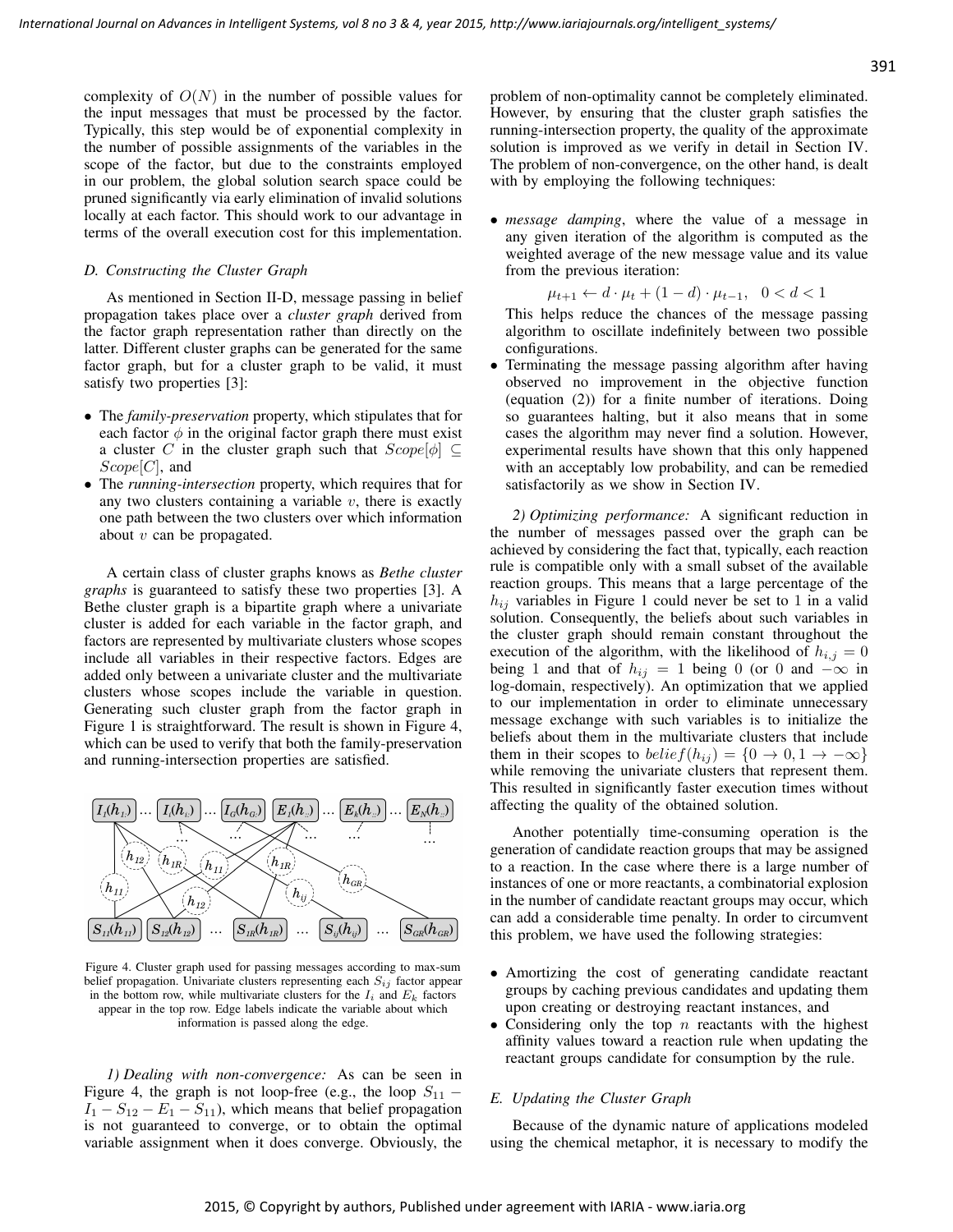complexity of $O(N)$ in the number of possible values for the input messages that must be processed by the factor. Typically, this step would be of exponential complexity in the number of possible assignments of the variables in the scope of the factor, but due to the constraints employed in our problem, the global solution search space could be pruned significantly via early elimination of invalid solutions locally at each factor. This should work to our advantage in terms of the overall execution cost for this implementation.

### D. Constructing the Cluster Graph

As mentioned in Section II-D, message passing in belief propagation takes place over a *cluster graph* derived from the factor graph representation rather than directly on the latter. Different cluster graphs can be generated for the same factor graph, but for a cluster graph to be valid, it must satisfy two properties [3]:

- The *family-preservation* property, which stipulates that for each factor $\phi$ in the original factor graph there must exist a cluster $C$ in the cluster graph such that $Scope[\phi] \subseteq Scope[C]$, and
- The *running-intersection* property, which requires that for any two clusters containing a variable $v$, there is exactly one path between the two clusters over which information about $v$ can be propagated.

A certain class of cluster graphs knows as *Bethe cluster graphs* is guaranteed to satisfy these two properties [3]. A Bethe cluster graph is a bipartite graph where a univariate cluster is added for each variable in the factor graph, and factors are represented by multivariate clusters whose scopes include all variables in their respective factors. Edges are added only between a univariate cluster and the multivariate clusters whose scopes include the variable in question. Generating such cluster graph from the factor graph in Figure 1 is straightforward. The result is shown in Figure 4, which can be used to verify that both the family-preservation and running-intersection properties are satisfied.

Figure 4. Cluster graph used for passing messages according to max-sum belief propagation. Univariate clusters representing each $S_{ij}$ factor appear in the bottom row, while multivariate clusters for the $I_i$ and $E_k$ factors appear in the top row. Edge labels indicate the variable about which information is passed along the edge.

*1) Dealing with non-convergence:* As can be seen in Figure 4, the graph is not loop-free (e.g., the loop $S_{11} - I_1 - S_{12} - E_1 - S_{11}$), which means that belief propagation is not guaranteed to converge, or to obtain the optimal variable assignment when it does converge. Obviously, the problem of non-optimality cannot be completely eliminated. However, by ensuring that the cluster graph satisfies the running-intersection property, the quality of the approximate solution is improved as we verify in detail in Section IV. The problem of non-convergence, on the other hand, is dealt with by employing the following techniques:

- *message damping*, where the value of a message in any given iteration of the algorithm is computed as the weighted average of the new message value and its value from the previous iteration:

  $$\mu_{t+1} \leftarrow d \cdot \mu_t + (1 - d) \cdot \mu_{t-1}, \quad 0 < d < 1$$

  This helps reduce the chances of the message passing algorithm to oscillate indefinitely between two possible configurations.
- Terminating the message passing algorithm after having observed no improvement in the objective function (equation (2)) for a finite number of iterations. Doing so guarantees halting, but it also means that in some cases the algorithm may never find a solution. However, experimental results have shown that this only happened with an acceptably low probability, and can be remedied satisfactorily as we show in Section IV.

*2) Optimizing performance:* A significant reduction in the number of messages passed over the graph can be achieved by considering the fact that, typically, each reaction rule is compatible only with a small subset of the available reaction groups. This means that a large percentage of the $h_{ij}$ variables in Figure 1 could never be set to 1 in a valid solution. Consequently, the beliefs about such variables in the cluster graph should remain constant throughout the execution of the algorithm, with the likelihood of $h_{i,j} = 0$ being 1 and that of $h_{ij} = 1$ being 0 (or 0 and $-\infty$ in log-domain, respectively). An optimization that we applied to our implementation in order to eliminate unnecessary message exchange with such variables is to initialize the beliefs about them in the multivariate clusters that include them in their scopes to $belief(h_{ij}) = \{0 \rightarrow 0, 1 \rightarrow -\infty\}$ while removing the univariate clusters that represent them. This resulted in significantly faster execution times without affecting the quality of the obtained solution.

Another potentially time-consuming operation is the generation of candidate reaction groups that may be assigned to a reaction. In the case where there is a large number of instances of one or more reactants, a combinatorial explosion in the number of candidate reactant groups may occur, which can add a considerable time penalty. In order to circumvent this problem, we have used the following strategies:

- Amortizing the cost of generating candidate reactant groups by caching previous candidates and updating them upon creating or destroying reactant instances, and
- Considering only the top $n$ reactants with the highest affinity values toward a reaction rule when updating the reactant groups candidate for consumption by the rule.

### E. Updating the Cluster Graph

Because of the dynamic nature of applications modeled using the chemical metaphor, it is necessary to modify the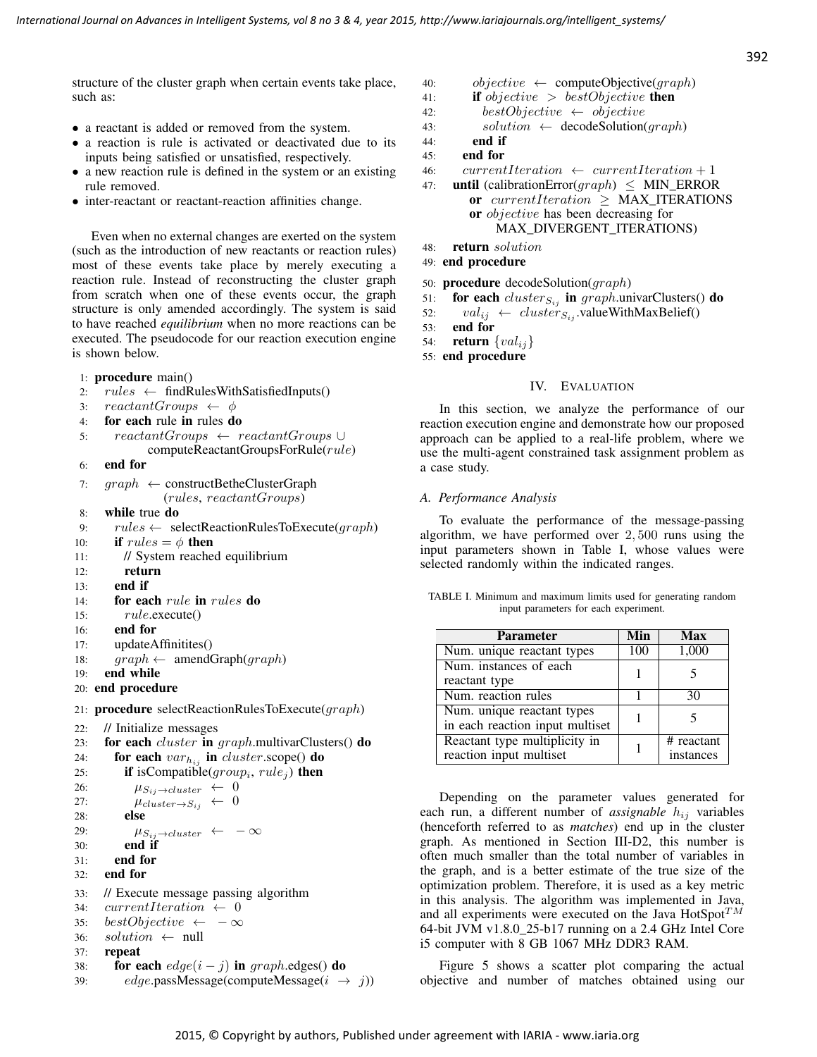structure of the cluster graph when certain events take place, such as:

- a reactant is added or removed from the system.
- a reaction is rule is activated or deactivated due to its inputs being satisfied or unsatisfied, respectively.
- a new reaction rule is defined in the system or an existing rule removed.
- inter-reactant or reactant-reaction affinities change.

Even when no external changes are exerted on the system (such as the introduction of new reactants or reaction rules) most of these events take place by merely executing a reaction rule. Instead of reconstructing the cluster graph from scratch when one of these events occur, the graph structure is only amended accordingly. The system is said to have reached ***equilibrium*** when no more reactions can be executed. The pseudocode for our reaction execution engine is shown below.

```
1: procedure main()
2:   rules ← findRulesWithSatisfiedInputs()
3:   reactantGroups ← ϕ
4:   for each rule in rules do
5:     reactantGroups ← reactantGroups ∪
           computeReactantGroupsForRule(rule)
6:   end for
7:   graph ← constructBetheClusterGraph
           (rules, reactantGroups)
8:   while true do
9:     rules ← selectReactionRulesToExecute(graph)
10:    if rules = ϕ then
11:      // System reached equilibrium
12:      return
13:    end if
14:    for each rule in rules do
15:      rule.execute()
16:    end for
17:    updateAffinitites()
18:    graph ← amendGraph(graph)
19:  end while
20: end procedure
21: procedure selectReactionRulesToExecute(graph)
22:   // Initialize messages
23:   for each cluster in graph.multivarClusters() do
24:     for each var_{h_ij} in cluster.scope() do
25:       if isCompatible(group_i, rule_j) then
26:         μ_{S_ij→cluster} ← 0
27:         μ_{cluster→S_ij} ← 0
28:       else
29:         μ_{S_ij→cluster} ← −∞
30:       end if
31:     end for
32:   end for
33:   // Execute message passing algorithm
34:   currentIteration ← 0
35:   bestObjective ← −∞
36:   solution ← null
37:   repeat
38:     for each edge(i − j) in graph.edges() do
39:       edge.passMessage(computeMessage(i → j))
40:       objective ← computeObjective(graph)
41:       if objective > bestObjective then
42:         bestObjective ← objective
43:         solution ← decodeSolution(graph)
44:       end if
45:     end for
46:     currentIteration ← currentIteration + 1
47:   until (calibrationError(graph) ≤ MIN_ERROR
        or currentIteration ≥ MAX_ITERATIONS
        or objective has been decreasing for
            MAX_DIVERGENT_ITERATIONS)
48:   return solution
49: end procedure
50: procedure decodeSolution(graph)
51:   for each cluster_{S_ij} in graph.univarClusters() do
52:     val_ij ← cluster_{S_ij}.valueWithMaxBelief()
53:   end for
54:   return {val_ij}
55: end procedure
```

## IV. Evaluation

In this section, we analyze the performance of our reaction execution engine and demonstrate how our proposed approach can be applied to a real-life problem, where we use the multi-agent constrained task assignment problem as a case study.

### A. Performance Analysis

To evaluate the performance of the message-passing algorithm, we have performed over $2,500$ runs using the input parameters shown in Table I, whose values were selected randomly within the indicated ranges.

TABLE I. Minimum and maximum limits used for generating random input parameters for each experiment.

| Parameter | Min | Max |
|---|---|---|
| Num. unique reactant types | 100 | 1,000 |
| Num. instances of each reactant type | 1 | 5 |
| Num. reaction rules | 1 | 30 |
| Num. unique reactant types in each reaction input multiset | 1 | 5 |
| Reactant type multiplicity in reaction input multiset | 1 | # reactant instances |

Depending on the parameter values generated for each run, a different number of *assignable* $h_{ij}$ variables (henceforth referred to as *matches*) end up in the cluster graph. As mentioned in Section III-D2, this number is often much smaller than the total number of variables in the graph, and is a better estimate of the true size of the optimization problem. Therefore, it is used as a key metric in this analysis. The algorithm was implemented in Java, and all experiments were executed on the Java HotSpot$^{TM}$ 64-bit JVM v1.8.0_25-b17 running on a 2.4 GHz Intel Core i5 computer with 8 GB 1067 MHz DDR3 RAM.

Figure 5 shows a scatter plot comparing the actual objective and number of matches obtained using our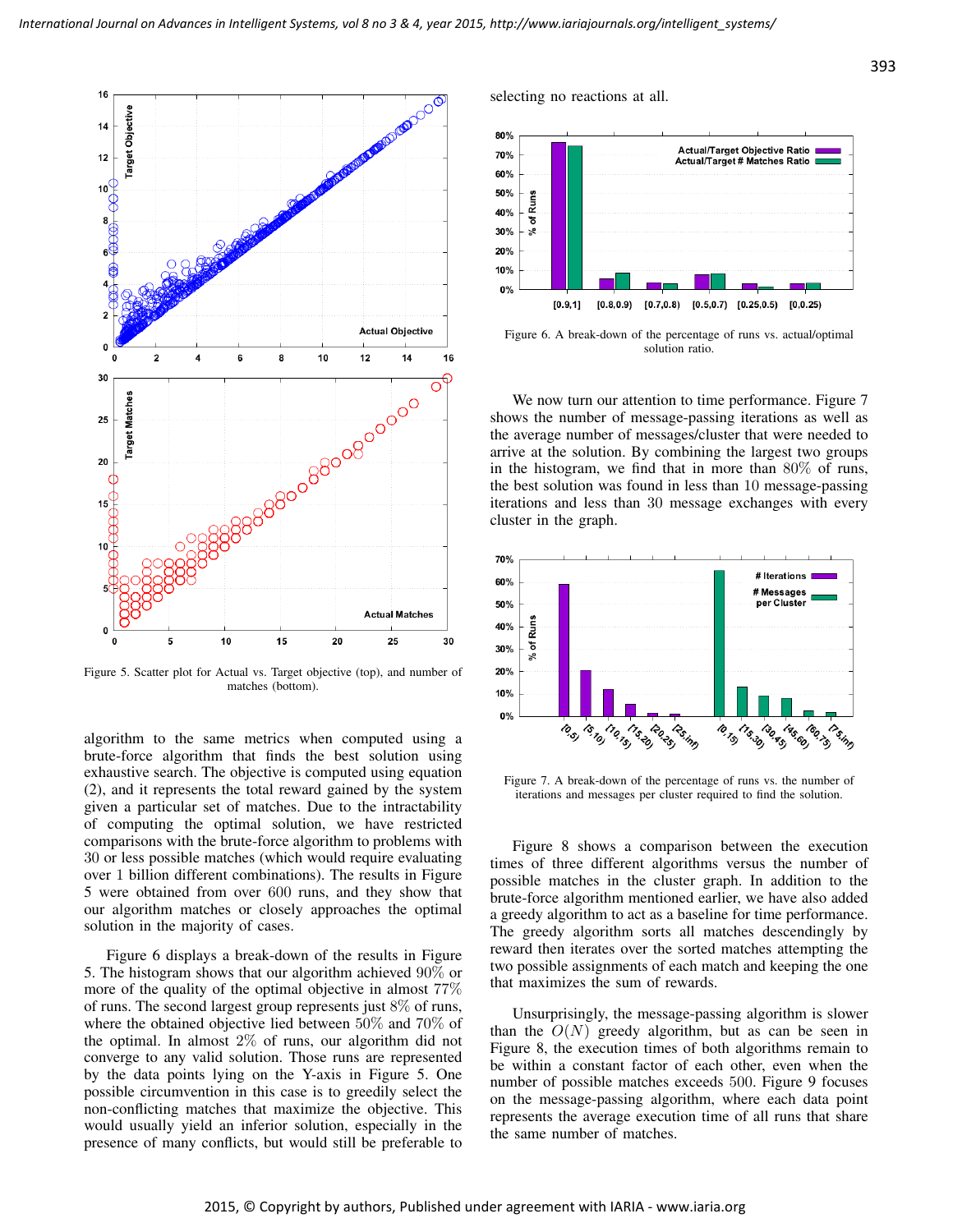Figure 5. Scatter plot for Actual vs. Target objective (top), and number of matches (bottom).

algorithm to the same metrics when computed using a brute-force algorithm that finds the best solution using exhaustive search. The objective is computed using equation (2), and it represents the total reward gained by the system given a particular set of matches. Due to the intractability of computing the optimal solution, we have restricted comparisons with the brute-force algorithm to problems with 30 or less possible matches (which would require evaluating over 1 billion different combinations). The results in Figure 5 were obtained from over 600 runs, and they show that our algorithm matches or closely approaches the optimal solution in the majority of cases.

Figure 6 displays a break-down of the results in Figure 5. The histogram shows that our algorithm achieved 90% or more of the quality of the optimal objective in almost 77% of runs. The second largest group represents just 8% of runs, where the obtained objective lied between 50% and 70% of the optimal. In almost 2% of runs, our algorithm did not converge to any valid solution. Those runs are represented by the data points lying on the Y-axis in Figure 5. One possible circumvention in this case is to greedily select the non-conflicting matches that maximize the objective. This would usually yield an inferior solution, especially in the presence of many conflicts, but would still be preferable to selecting no reactions at all.

Figure 6. A break-down of the percentage of runs vs. actual/optimal solution ratio.

We now turn our attention to time performance. Figure 7 shows the number of message-passing iterations as well as the average number of messages/cluster that were needed to arrive at the solution. By combining the largest two groups in the histogram, we find that in more than 80% of runs, the best solution was found in less than 10 message-passing iterations and less than 30 message exchanges with every cluster in the graph.

Figure 7. A break-down of the percentage of runs vs. the number of iterations and messages per cluster required to find the solution.

Figure 8 shows a comparison between the execution times of three different algorithms versus the number of possible matches in the cluster graph. In addition to the brute-force algorithm mentioned earlier, we have also added a greedy algorithm to act as a baseline for time performance. The greedy algorithm sorts all matches descendingly by reward then iterates over the sorted matches attempting the two possible assignments of each match and keeping the one that maximizes the sum of rewards.

Unsurprisingly, the message-passing algorithm is slower than the $O(N)$ greedy algorithm, but as can be seen in Figure 8, the execution times of both algorithms remain to be within a constant factor of each other, even when the number of possible matches exceeds 500. Figure 9 focuses on the message-passing algorithm, where each data point represents the average execution time of all runs that share the same number of matches.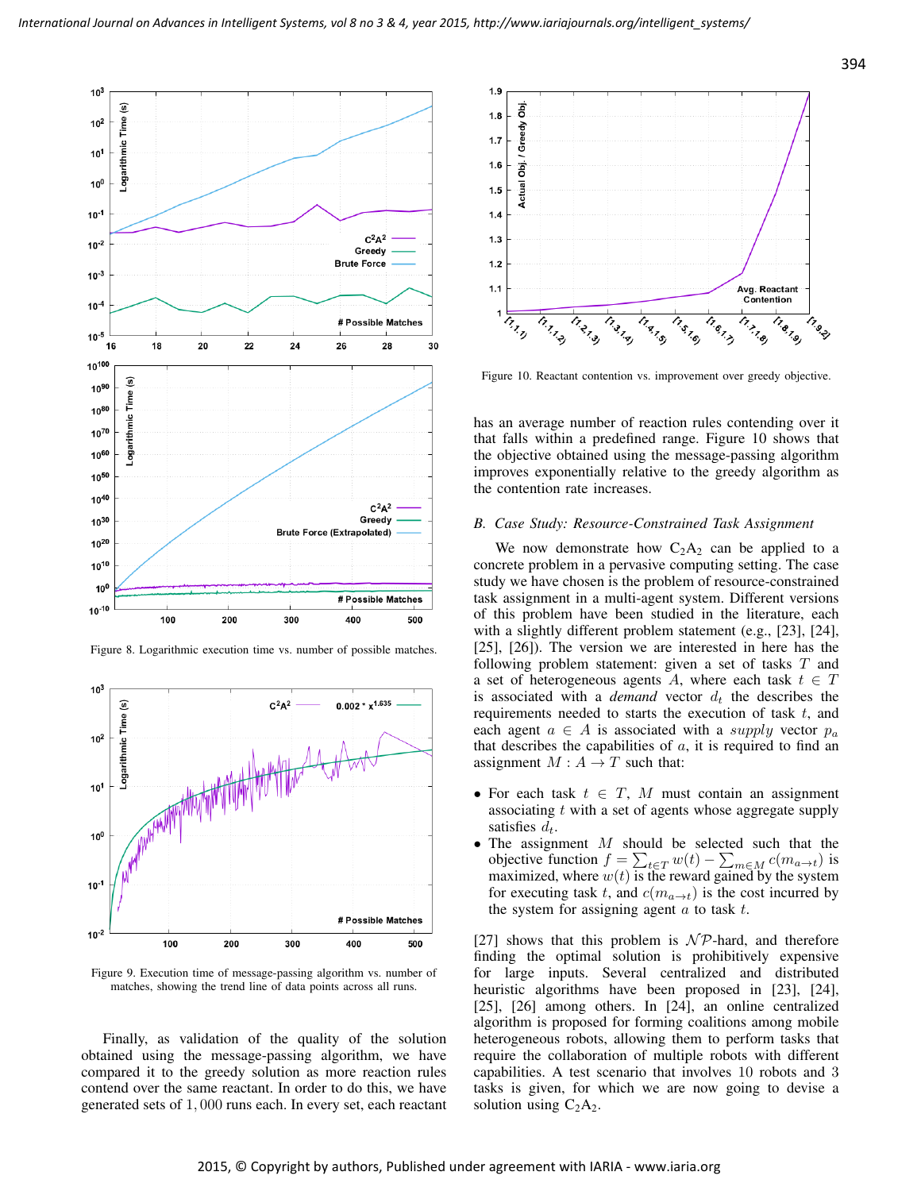Figure 8. Logarithmic execution time vs. number of possible matches.

Figure 9. Execution time of message-passing algorithm vs. number of matches, showing the trend line of data points across all runs.

Finally, as validation of the quality of the solution obtained using the message-passing algorithm, we have compared it to the greedy solution as more reaction rules contend over the same reactant. In order to do this, we have generated sets of $1,000$ runs each. In every set, each reactant has an average number of reaction rules contending over it that falls within a predefined range. Figure 10 shows that the objective obtained using the message-passing algorithm improves exponentially relative to the greedy algorithm as the contention rate increases.

Figure 10. Reactant contention vs. improvement over greedy objective.

### B. Case Study: Resource-Constrained Task Assignment

We now demonstrate how $C_2A_2$ can be applied to a concrete problem in a pervasive computing setting. The case study we have chosen is the problem of resource-constrained task assignment in a multi-agent system. Different versions of this problem have been studied in the literature, each with a slightly different problem statement (e.g., [23], [24], [25], [26]). The version we are interested in here has the following problem statement: given a set of tasks $T$ and a set of heterogeneous agents $A$, where each task $t \in T$ is associated with a *demand* vector $d_t$ the describes the requirements needed to starts the execution of task $t$, and each agent $a \in A$ is associated with a *supply* vector $p_a$ that describes the capabilities of $a$, it is required to find an assignment $M : A \rightarrow T$ such that:

- For each task $t \in T$, $M$ must contain an assignment associating $t$ with a set of agents whose aggregate supply satisfies $d_t$.
- The assignment $M$ should be selected such that the objective function $f = \sum_{t \in T} w(t) - \sum_{m \in M} c(m_{a \rightarrow t})$ is maximized, where $w(t)$ is the reward gained by the system for executing task $t$, and $c(m_{a \rightarrow t})$ is the cost incurred by the system for assigning agent $a$ to task $t$.

[27] shows that this problem is $\mathcal{NP}$-hard, and therefore finding the optimal solution is prohibitively expensive for large inputs. Several centralized and distributed heuristic algorithms have been proposed in [23], [24], [25], [26] among others. In [24], an online centralized algorithm is proposed for forming coalitions among mobile heterogeneous robots, allowing them to perform tasks that require the collaboration of multiple robots with different capabilities. A test scenario that involves $10$ robots and $3$ tasks is given, for which we are now going to devise a solution using $C_2A_2$.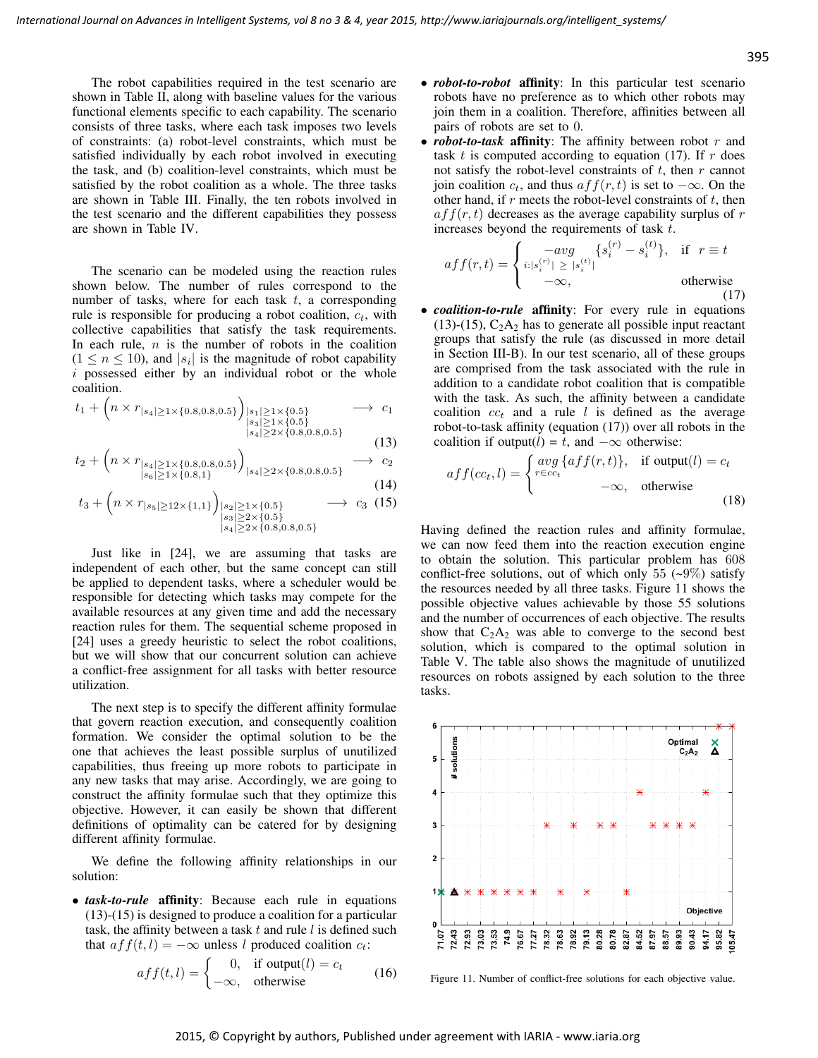The robot capabilities required in the test scenario are shown in Table II, along with baseline values for the various functional elements specific to each capability. The scenario consists of three tasks, where each task imposes two levels of constraints: (a) robot-level constraints, which must be satisfied individually by each robot involved in executing the task, and (b) coalition-level constraints, which must be satisfied by the robot coalition as a whole. The three tasks are shown in Table III. Finally, the ten robots involved in the test scenario and the different capabilities they possess are shown in Table IV.

The scenario can be modeled using the reaction rules shown below. The number of rules correspond to the number of tasks, where for each task $t$, a corresponding rule is responsible for producing a robot coalition, $c_t$, with collective capabilities that satisfy the task requirements. In each rule, $n$ is the number of robots in the coalition ($1 \leq n \leq 10$), and $|s_i|$ is the magnitude of robot capability $i$ possessed either by an individual robot or the whole coalition.

$$t_1 + \Big(n \times r_{|s_4| \geq 1 \times \{0.8, 0.8, 0.5\}}\Big)_{\substack{|s_1| \geq 1 \times \{0.5\} \\ |s_3| \geq 1 \times \{0.5\} \\ |s_4| \geq 2 \times \{0.8, 0.8, 0.5\}}} \longrightarrow c_1 \tag{13}$$

$$t_2 + \Big(n \times r_{\substack{|s_4| \geq 1 \times \{0.8, 0.8, 0.5\} \\ |s_6| \geq 1 \times \{0.8, 1\}}}\Big)_{|s_4| \geq 2 \times \{0.8, 0.8, 0.5\}} \longrightarrow c_2 \tag{14}$$

$$t_3 + \Big(n \times r_{|s_5| \geq 12 \times \{1, 1\}}\Big)_{\substack{|s_2| \geq 1 \times \{0.5\} \\ |s_3| \geq 2 \times \{0.5\} \\ |s_4| \geq 2 \times \{0.8, 0.8, 0.5\}}} \longrightarrow c_3 \tag{15}$$

Just like in [24], we are assuming that tasks are independent of each other, but the same concept can still be applied to dependent tasks, where a scheduler would be responsible for detecting which tasks may compete for the available resources at any given time and add the necessary reaction rules for them. The sequential scheme proposed in [24] uses a greedy heuristic to select the robot coalitions, but we will show that our concurrent solution can achieve a conflict-free assignment for all tasks with better resource utilization.

The next step is to specify the different affinity formulae that govern reaction execution, and consequently coalition formation. We consider the optimal solution to be the one that achieves the least possible surplus of unutilized capabilities, thus freeing up more robots to participate in any new tasks that may arise. Accordingly, we are going to construct the affinity formulae such that they optimize this objective. However, it can easily be shown that different definitions of optimality can be catered for by designing different affinity formulae.

We define the following affinity relationships in our solution:

- ***task-to-rule*** **affinity**: Because each rule in equations (13)-(15) is designed to produce a coalition for a particular task, the affinity between a task $t$ and rule $l$ is defined such that $aff(t, l) = -\infty$ unless $l$ produced coalition $c_t$:

$$aff(t, l) = \begin{cases} 0, & \text{if output}(l) = c_t \\ -\infty, & \text{otherwise} \end{cases} \tag{16}$$

- ***robot-to-robot*** **affinity**: In this particular test scenario robots have no preference as to which other robots may join them in a coalition. Therefore, affinities between all pairs of robots are set to 0.
- ***robot-to-task*** **affinity**: The affinity between robot $r$ and task $t$ is computed according to equation (17). If $r$ does not satisfy the robot-level constraints of $t$, then $r$ cannot join coalition $c_t$, and thus $aff(r, t)$ is set to $-\infty$. On the other hand, if $r$ meets the robot-level constraints of $t$, then $aff(r, t)$ decreases as the average capability surplus of $r$ increases beyond the requirements of task $t$.

$$aff(r, t) = \begin{cases} -\underset{i:|s_i^{(r)}| \geq |s_i^{(t)}|}{avg} \{s_i^{(r)} - s_i^{(t)}\}, & \text{if } r \equiv t \\ -\infty, & \text{otherwise} \end{cases} \tag{17}$$

- ***coalition-to-rule*** **affinity**: For every rule in equations (13)-(15), $C_2A_2$ has to generate all possible input reactant groups that satisfy the rule (as discussed in more detail in Section III-B). In our test scenario, all of these groups are comprised from the task associated with the rule in addition to a candidate robot coalition that is compatible with the task. As such, the affinity between a candidate coalition $cc_t$ and a rule $l$ is defined as the average robot-to-task affinity (equation (17)) over all robots in the coalition if output($l$) = $t$, and $-\infty$ otherwise:

$$aff(cc_t, l) = \begin{cases} \underset{r \in cc_t}{avg} \{aff(r, t)\}, & \text{if output}(l) = c_t \\ -\infty, & \text{otherwise} \end{cases} \tag{18}$$

Having defined the reaction rules and affinity formulae, we can now feed them into the reaction execution engine to obtain the solution. This particular problem has 608 conflict-free solutions, out of which only 55 (~9%) satisfy the resources needed by all three tasks. Figure 11 shows the possible objective values achievable by those 55 solutions and the number of occurrences of each objective. The results show that $C_2A_2$ was able to converge to the second best solution, which is compared to the optimal solution in Table V. The table also shows the magnitude of unutilized resources on robots assigned by each solution to the three tasks.

Figure 11. Number of conflict-free solutions for each objective value.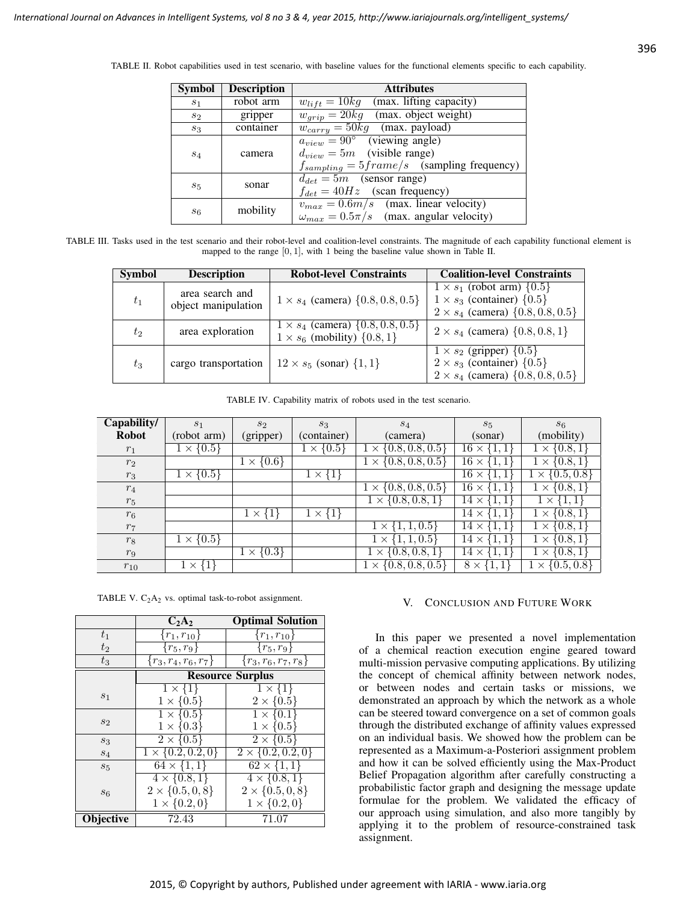TABLE II. Robot capabilities used in test scenario, with baseline values for the functional elements specific to each capability.

| Symbol | Description | Attributes |
|---|---|---|
| $s_1$ | robot arm | $w_{lift} = 10kg$ (max. lifting capacity) |
| $s_2$ | gripper | $w_{grip} = 20kg$ (max. object weight) |
| $s_3$ | container | $w_{carry} = 50kg$ (max. payload) |
| $s_4$ | camera | $a_{view} = 90°$ (viewing angle)<br>$d_{view} = 5m$ (visible range)<br>$f_{sampling} = 5frame/s$ (sampling frequency) |
| $s_5$ | sonar | $d_{det} = 5m$ (sensor range)<br>$f_{det} = 40Hz$ (scan frequency) |
| $s_6$ | mobility | $v_{max} = 0.6m/s$ (max. linear velocity)<br>$\omega_{max} = 0.5\pi/s$ (max. angular velocity) |

TABLE III. Tasks used in the test scenario and their robot-level and coalition-level constraints. The magnitude of each capability functional element is mapped to the range $[0, 1]$, with 1 being the baseline value shown in Table II.

| Symbol | Description | Robot-level Constraints | Coalition-level Constraints |
|---|---|---|---|
| $t_1$ | area search and object manipulation | $1 \times s_4$ (camera) $\{0.8, 0.8, 0.5\}$ | $1 \times s_1$ (robot arm) $\{0.5\}$<br>$1 \times s_3$ (container) $\{0.5\}$<br>$2 \times s_4$ (camera) $\{0.8, 0.8, 0.5\}$ |
| $t_2$ | area exploration | $1 \times s_4$ (camera) $\{0.8, 0.8, 0.5\}$<br>$1 \times s_6$ (mobility) $\{0.8, 1\}$ | $2 \times s_4$ (camera) $\{0.8, 0.8, 1\}$ |
| $t_3$ | cargo transportation | $12 \times s_5$ (sonar) $\{1, 1\}$ | $1 \times s_2$ (gripper) $\{0.5\}$<br>$2 \times s_3$ (container) $\{0.5\}$<br>$2 \times s_4$ (camera) $\{0.8, 0.8, 0.5\}$ |

TABLE IV. Capability matrix of robots used in the test scenario.

| Capability/ Robot | $s_1$ (robot arm) | $s_2$ (gripper) | $s_3$ (container) | $s_4$ (camera) | $s_5$ (sonar) | $s_6$ (mobility) |
|---|---|---|---|---|---|---|
| $r_1$ | $1 \times \{0.5\}$ | | $1 \times \{0.5\}$ | $1 \times \{0.8, 0.8, 0.5\}$ | $16 \times \{1, 1\}$ | $1 \times \{0.8, 1\}$ |
| $r_2$ | | $1 \times \{0.6\}$ | | $1 \times \{0.8, 0.8, 0.5\}$ | $16 \times \{1, 1\}$ | $1 \times \{0.8, 1\}$ |
| $r_3$ | $1 \times \{0.5\}$ | | $1 \times \{1\}$ | | $16 \times \{1, 1\}$ | $1 \times \{0.5, 0.8\}$ |
| $r_4$ | | | | $1 \times \{0.8, 0.8, 0.5\}$ | $16 \times \{1, 1\}$ | $1 \times \{0.8, 1\}$ |
| $r_5$ | | | | $1 \times \{0.8, 0.8, 1\}$ | $14 \times \{1, 1\}$ | $1 \times \{1, 1\}$ |
| $r_6$ | | $1 \times \{1\}$ | $1 \times \{1\}$ | | $14 \times \{1, 1\}$ | $1 \times \{0.8, 1\}$ |
| $r_7$ | | | | $1 \times \{1, 1, 0.5\}$ | $14 \times \{1, 1\}$ | $1 \times \{0.8, 1\}$ |
| $r_8$ | $1 \times \{0.5\}$ | | | $1 \times \{1, 1, 0.5\}$ | $14 \times \{1, 1\}$ | $1 \times \{0.8, 1\}$ |
| $r_9$ | | $1 \times \{0.3\}$ | | $1 \times \{0.8, 0.8, 1\}$ | $14 \times \{1, 1\}$ | $1 \times \{0.8, 1\}$ |
| $r_{10}$ | $1 \times \{1\}$ | | | $1 \times \{0.8, 0.8, 0.5\}$ | $8 \times \{1, 1\}$ | $1 \times \{0.5, 0.8\}$ |

TABLE V. $C_2A_2$ vs. optimal task-to-robot assignment.

| | $C_2A_2$ | Optimal Solution |
|---|---|---|
| $t_1$ | $\{r_1, r_{10}\}$ | $\{r_1, r_{10}\}$ |
| $t_2$ | $\{r_5, r_9\}$ | $\{r_5, r_9\}$ |
| $t_3$ | $\{r_3, r_4, r_6, r_7\}$ | $\{r_3, r_6, r_7, r_8\}$ |
| | **Resource Surplus** | |
| $s_1$ | $1 \times \{1\}$<br>$1 \times \{0.5\}$ | $1 \times \{1\}$<br>$2 \times \{0.5\}$ |
| $s_2$ | $1 \times \{0.5\}$<br>$1 \times \{0.3\}$ | $1 \times \{0.1\}$<br>$1 \times \{0.5\}$ |
| $s_3$ | $2 \times \{0.5\}$ | $2 \times \{0.5\}$ |
| $s_4$ | $1 \times \{0.2, 0.2, 0\}$ | $2 \times \{0.2, 0.2, 0\}$ |
| $s_5$ | $64 \times \{1, 1\}$ | $62 \times \{1, 1\}$ |
| $s_6$ | $4 \times \{0.8, 1\}$<br>$2 \times \{0.5, 0, 8\}$<br>$1 \times \{0.2, 0\}$ | $4 \times \{0.8, 1\}$<br>$2 \times \{0.5, 0, 8\}$<br>$1 \times \{0.2, 0\}$ |
| **Objective** | 72.43 | 71.07 |

## V. Conclusion and Future Work

In this paper we presented a novel implementation of a chemical reaction execution engine geared toward multi-mission pervasive computing applications. By utilizing the concept of chemical affinity between network nodes, or between nodes and certain tasks or missions, we demonstrated an approach by which the network as a whole can be steered toward convergence on a set of common goals through the distributed exchange of affinity values expressed on an individual basis. We showed how the problem can be represented as a Maximum-a-Posteriori assignment problem and how it can be solved efficiently using the Max-Product Belief Propagation algorithm after carefully constructing a probabilistic factor graph and designing the message update formulae for the problem. We validated the efficacy of our approach using simulation, and also more tangibly by applying it to the problem of resource-constrained task assignment.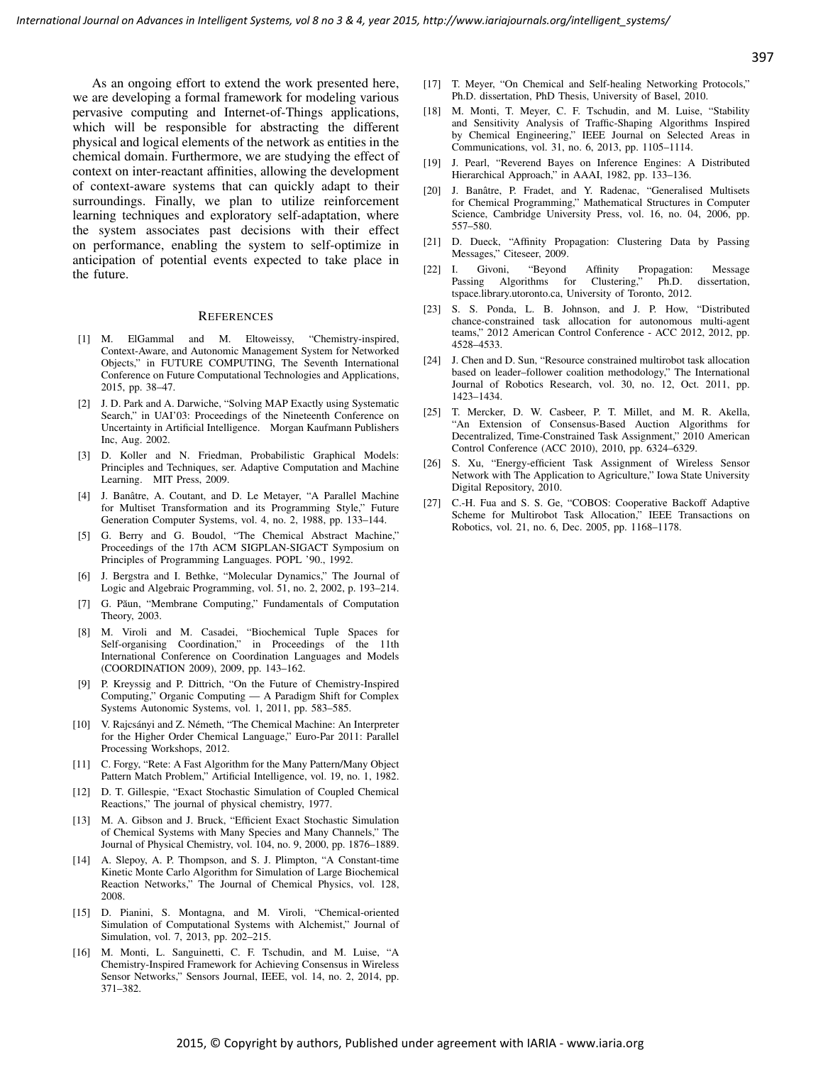As an ongoing effort to extend the work presented here, we are developing a formal framework for modeling various pervasive computing and Internet-of-Things applications, which will be responsible for abstracting the different physical and logical elements of the network as entities in the chemical domain. Furthermore, we are studying the effect of context on inter-reactant affinities, allowing the development of context-aware systems that can quickly adapt to their surroundings. Finally, we plan to utilize reinforcement learning techniques and exploratory self-adaptation, where the system associates past decisions with their effect on performance, enabling the system to self-optimize in anticipation of potential events expected to take place in the future.

## References

[1] M. ElGammal and M. Eltoweissy, "Chemistry-inspired, Context-Aware, and Autonomic Management System for Networked Objects," in FUTURE COMPUTING, The Seventh International Conference on Future Computational Technologies and Applications, 2015, pp. 38–47.

[2] J. D. Park and A. Darwiche, "Solving MAP Exactly using Systematic Search," in UAI'03: Proceedings of the Nineteenth Conference on Uncertainty in Artificial Intelligence. Morgan Kaufmann Publishers Inc, Aug. 2002.

[3] D. Koller and N. Friedman, Probabilistic Graphical Models: Principles and Techniques, ser. Adaptive Computation and Machine Learning. MIT Press, 2009.

[4] J. Banâtre, A. Coutant, and D. Le Metayer, "A Parallel Machine for Multiset Transformation and its Programming Style," Future Generation Computer Systems, vol. 4, no. 2, 1988, pp. 133–144.

[5] G. Berry and G. Boudol, "The Chemical Abstract Machine," Proceedings of the 17th ACM SIGPLAN-SIGACT Symposium on Principles of Programming Languages. POPL '90., 1992.

[6] J. Bergstra and I. Bethke, "Molecular Dynamics," The Journal of Logic and Algebraic Programming, vol. 51, no. 2, 2002, p. 193–214.

[7] G. Păun, "Membrane Computing," Fundamentals of Computation Theory, 2003.

[8] M. Viroli and M. Casadei, "Biochemical Tuple Spaces for Self-organising Coordination," in Proceedings of the 11th International Conference on Coordination Languages and Models (COORDINATION 2009), 2009, pp. 143–162.

[9] P. Kreyssig and P. Dittrich, "On the Future of Chemistry-Inspired Computing," Organic Computing — A Paradigm Shift for Complex Systems Autonomic Systems, vol. 1, 2011, pp. 583–585.

[10] V. Rajcsányi and Z. Németh, "The Chemical Machine: An Interpreter for the Higher Order Chemical Language," Euro-Par 2011: Parallel Processing Workshops, 2012.

[11] C. Forgy, "Rete: A Fast Algorithm for the Many Pattern/Many Object Pattern Match Problem," Artificial Intelligence, vol. 19, no. 1, 1982.

[12] D. T. Gillespie, "Exact Stochastic Simulation of Coupled Chemical Reactions," The journal of physical chemistry, 1977.

[13] M. A. Gibson and J. Bruck, "Efficient Exact Stochastic Simulation of Chemical Systems with Many Species and Many Channels," The Journal of Physical Chemistry, vol. 104, no. 9, 2000, pp. 1876–1889.

[14] A. Slepoy, A. P. Thompson, and S. J. Plimpton, "A Constant-time Kinetic Monte Carlo Algorithm for Simulation of Large Biochemical Reaction Networks," The Journal of Chemical Physics, vol. 128, 2008.

[15] D. Pianini, S. Montagna, and M. Viroli, "Chemical-oriented Simulation of Computational Systems with Alchemist," Journal of Simulation, vol. 7, 2013, pp. 202–215.

[16] M. Monti, L. Sanguinetti, C. F. Tschudin, and M. Luise, "A Chemistry-Inspired Framework for Achieving Consensus in Wireless Sensor Networks," Sensors Journal, IEEE, vol. 14, no. 2, 2014, pp. 371–382.

[17] T. Meyer, "On Chemical and Self-healing Networking Protocols," Ph.D. dissertation, PhD Thesis, University of Basel, 2010.

[18] M. Monti, T. Meyer, C. F. Tschudin, and M. Luise, "Stability and Sensitivity Analysis of Traffic-Shaping Algorithms Inspired by Chemical Engineering," IEEE Journal on Selected Areas in Communications, vol. 31, no. 6, 2013, pp. 1105–1114.

[19] J. Pearl, "Reverend Bayes on Inference Engines: A Distributed Hierarchical Approach," in AAAI, 1982, pp. 133–136.

[20] J. Banâtre, P. Fradet, and Y. Radenac, "Generalised Multisets for Chemical Programming," Mathematical Structures in Computer Science, Cambridge University Press, vol. 16, no. 04, 2006, pp. 557–580.

[21] D. Dueck, "Affinity Propagation: Clustering Data by Passing Messages," Citeseer, 2009.

[22] I. Givoni, "Beyond Affinity Propagation: Message Passing Algorithms for Clustering," Ph.D. dissertation, tspace.library.utoronto.ca, University of Toronto, 2012.

[23] S. S. Ponda, L. B. Johnson, and J. P. How, "Distributed chance-constrained task allocation for autonomous multi-agent teams," 2012 American Control Conference - ACC 2012, 2012, pp. 4528–4533.

[24] J. Chen and D. Sun, "Resource constrained multirobot task allocation based on leader–follower coalition methodology," The International Journal of Robotics Research, vol. 30, no. 12, Oct. 2011, pp. 1423–1434.

[25] T. Mercker, D. W. Casbeer, P. T. Millet, and M. R. Akella, "An Extension of Consensus-Based Auction Algorithms for Decentralized, Time-Constrained Task Assignment," 2010 American Control Conference (ACC 2010), 2010, pp. 6324–6329.

[26] S. Xu, "Energy-efficient Task Assignment of Wireless Sensor Network with The Application to Agriculture," Iowa State University Digital Repository, 2010.

[27] C.-H. Fua and S. S. Ge, "COBOS: Cooperative Backoff Adaptive Scheme for Multirobot Task Allocation," IEEE Transactions on Robotics, vol. 21, no. 6, Dec. 2005, pp. 1168–1178.